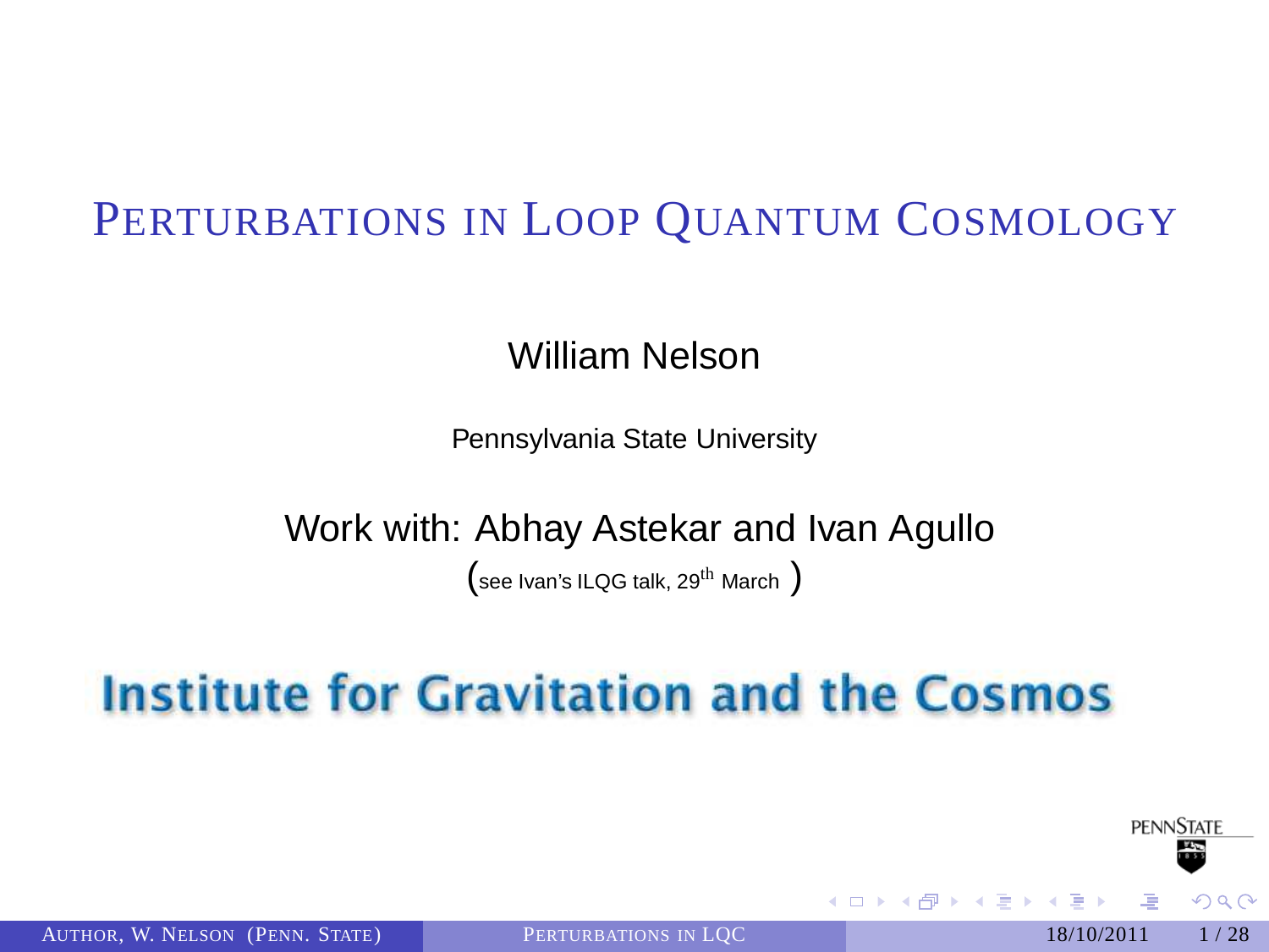# Perturbations in Loop Quantum Cosmology

William Nelson

Pennsylvania State University

Work with: Abhay Astekar and Ivan Agullo

(see Ivan's ILQG talk, 29th March)

Institute for Gravitation and the Cosmos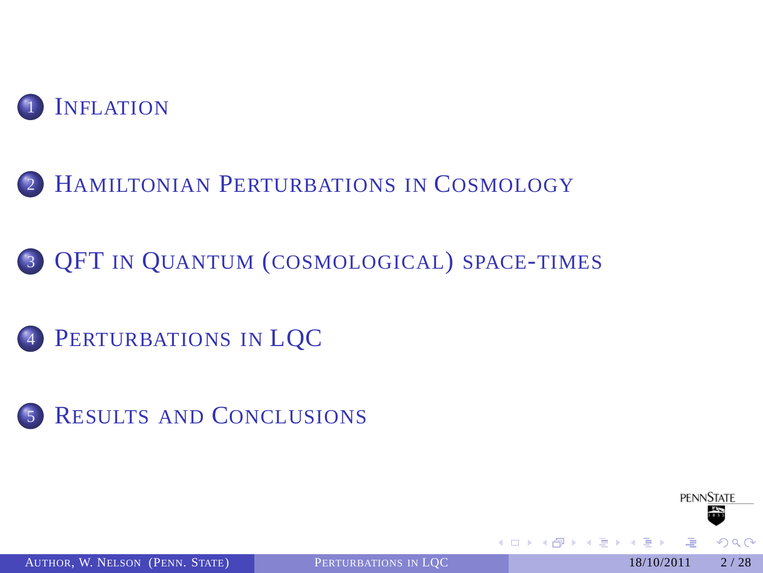1. Inflation
2. Hamiltonian Perturbations in Cosmology
3. QFT in Quantum (cosmological) space-times
4. Perturbations in LQC
5. Results and Conclusions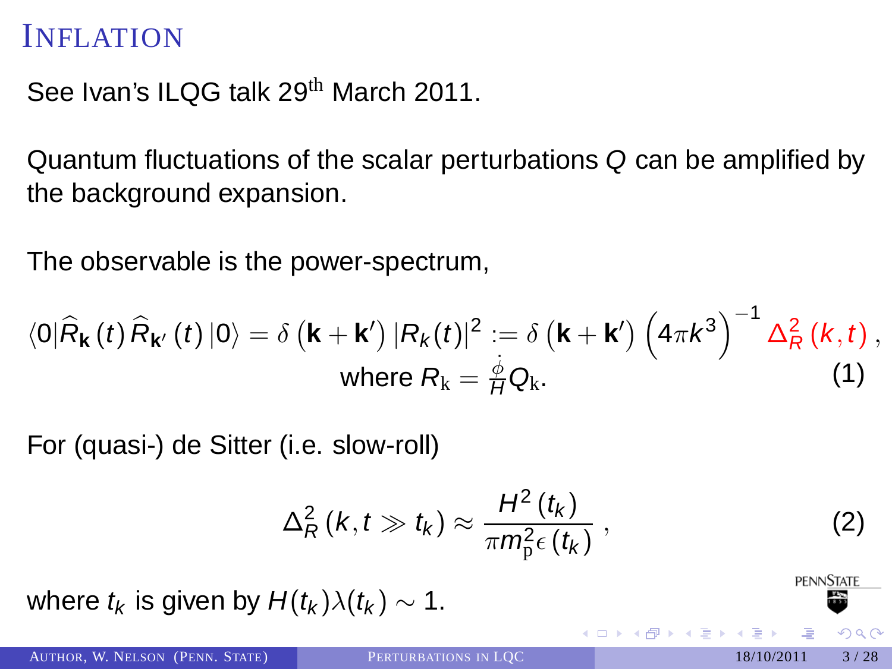# Inflation

See Ivan's ILQG talk 29th March 2011.

Quantum fluctuations of the scalar perturbations $Q$ can be amplified by the background expansion.

The observable is the power-spectrum,

$$\langle 0|\widehat{R}_{\mathbf{k}}(t)\,\widehat{R}_{\mathbf{k}'}(t)\,|0\rangle = \delta\left(\mathbf{k}+\mathbf{k}'\right)|R_k(t)|^2 := \delta\left(\mathbf{k}+\mathbf{k}'\right)\left(4\pi k^3\right)^{-1}\Delta_R^2(k,t)\,,$$
$$\text{where } R_{\mathrm{k}} = \frac{\dot{\phi}}{H}Q_{\mathrm{k}}. \tag{1}$$

For (quasi-) de Sitter (i.e. slow-roll)

$$\Delta_R^2(k, t \gg t_k) \approx \frac{H^2(t_k)}{\pi m_{\mathrm{p}}^2 \epsilon(t_k)}\,, \tag{2}$$

where $t_k$ is given by $H(t_k)\lambda(t_k) \sim 1$.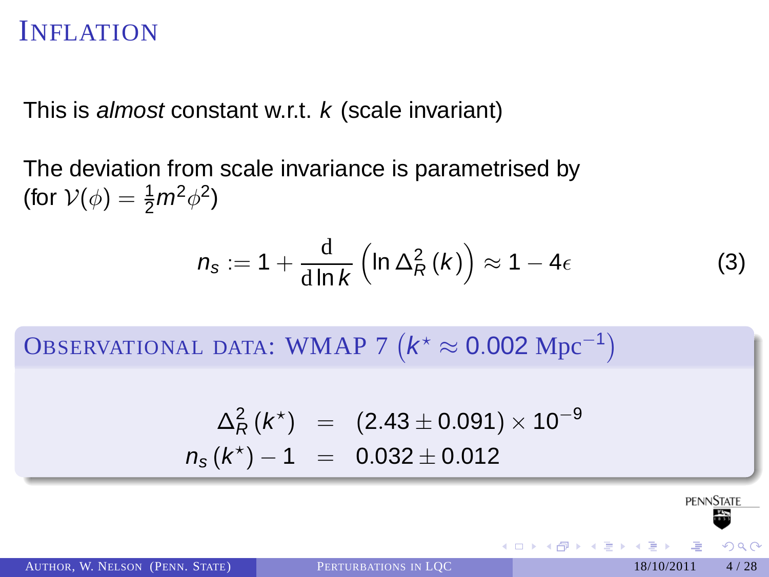# Inflation

This is *almost* constant w.r.t. $k$ (scale invariant)

The deviation from scale invariance is parametrised by (for $\mathcal{V}(\phi) = \frac{1}{2}m^2\phi^2$)

$$n_s := 1 + \frac{\mathrm{d}}{\mathrm{d}\ln k}\left(\ln \Delta_R^2(k)\right) \approx 1 - 4\epsilon \tag{3}$$

## Observational data: WMAP 7 $\left(k^\star \approx 0.002\ \mathrm{Mpc}^{-1}\right)$

$$\begin{aligned} \Delta_R^2(k^\star) &= (2.43 \pm 0.091) \times 10^{-9} \\ n_s(k^\star) - 1 &= 0.032 \pm 0.012 \end{aligned}$$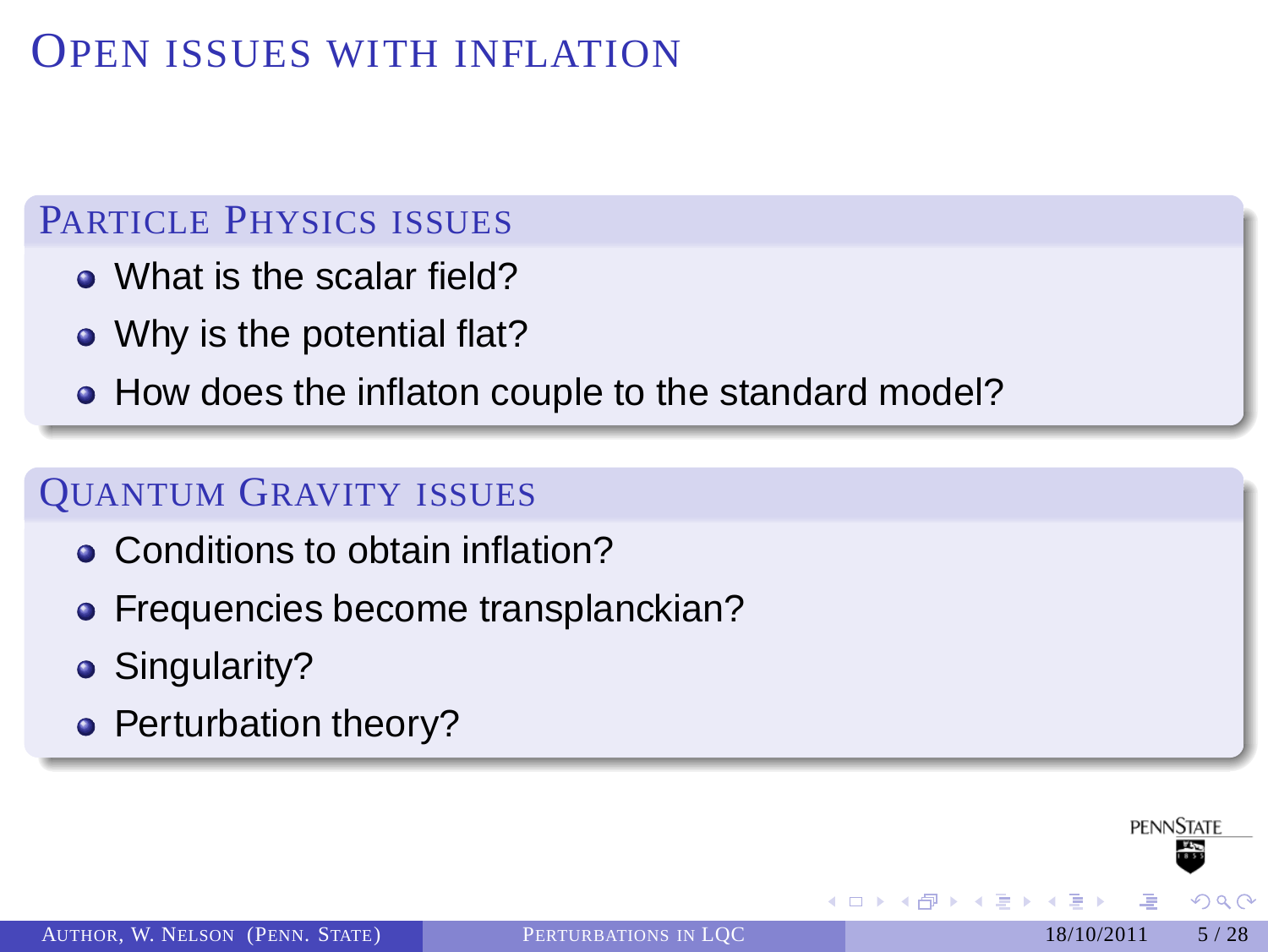# Open issues with inflation

## Particle Physics issues

- What is the scalar field?
- Why is the potential flat?
- How does the inflaton couple to the standard model?

## Quantum Gravity issues

- Conditions to obtain inflation?
- Frequencies become transplanckian?
- Singularity?
- Perturbation theory?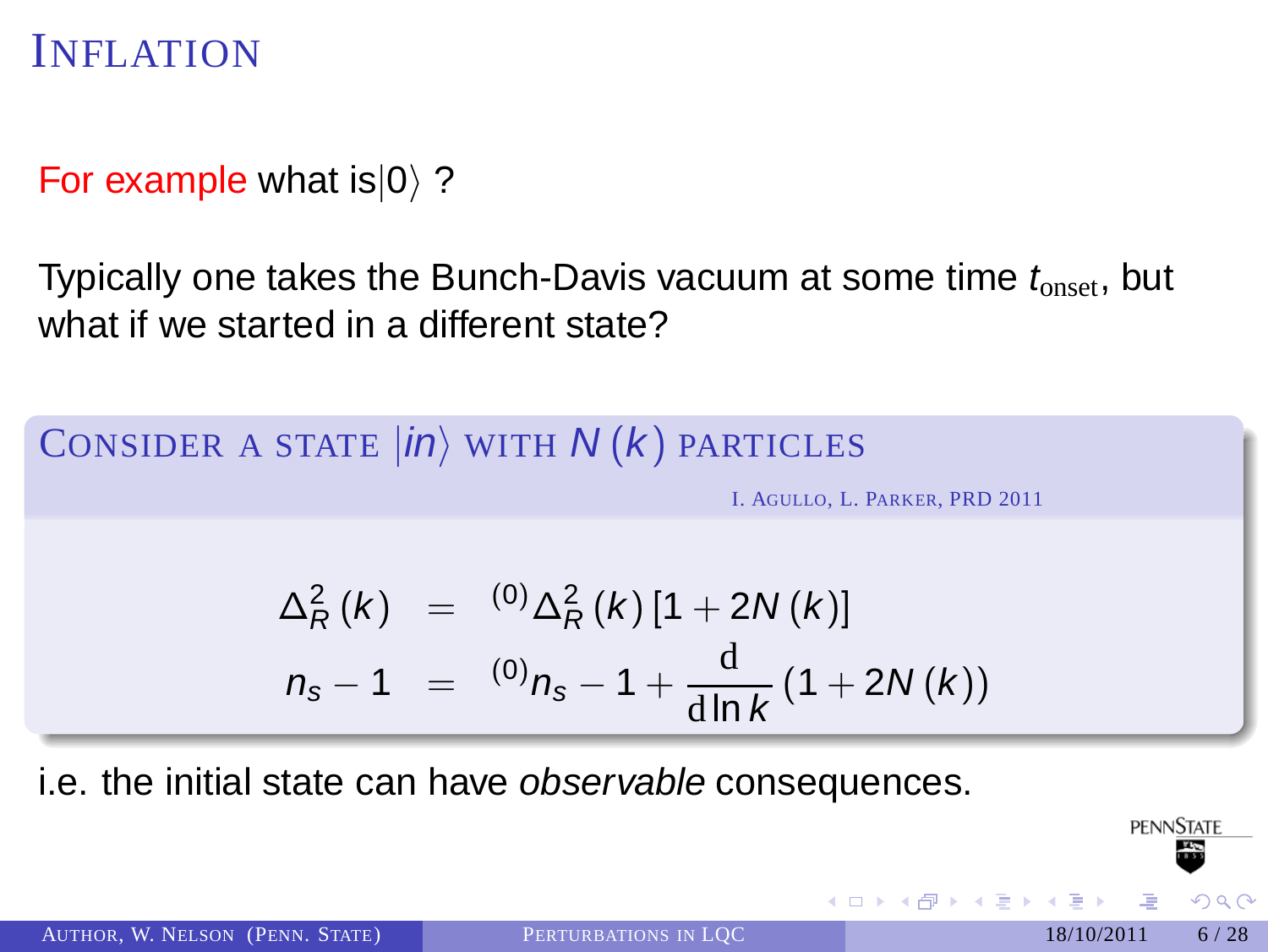# Inflation

For example what is $|0\rangle$ ?

Typically one takes the Bunch-Davis vacuum at some time $t_{\text{onset}}$, but what if we started in a different state?

### Consider a state $|in\rangle$ with $N(k)$ particles

I. Agullo, L. Parker, PRD 2011

$$
\begin{aligned}
\Delta_R^2(k) &= {}^{(0)}\Delta_R^2(k)\left[1 + 2N(k)\right] \\
n_s - 1 &= {}^{(0)}n_s - 1 + \frac{\mathrm{d}}{\mathrm{d}\ln k}\left(1 + 2N(k)\right)
\end{aligned}
$$

i.e. the initial state can have *observable* consequences.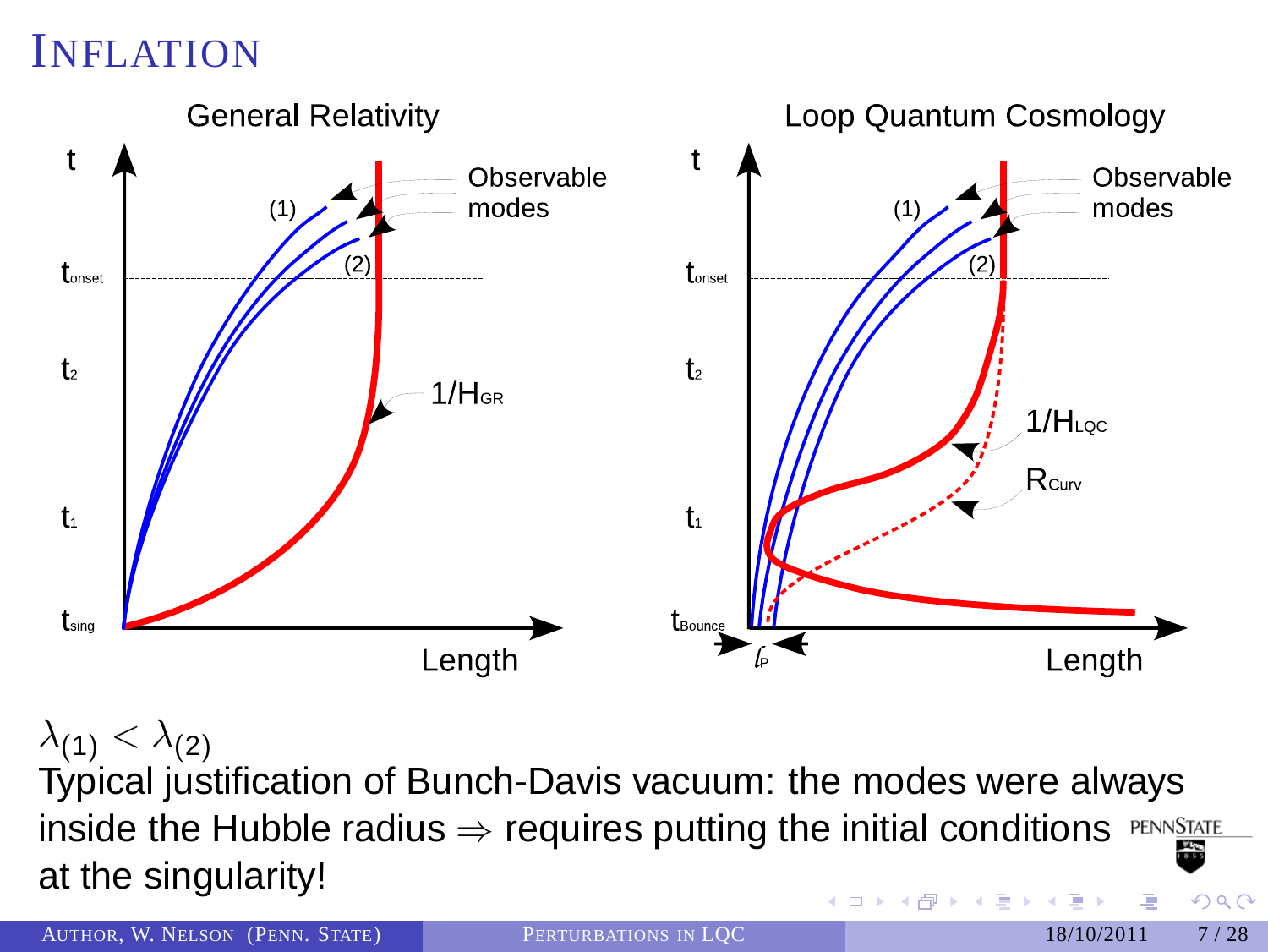# Inflation

General Relativity

Loop Quantum Cosmology

$\lambda_{(1)} < \lambda_{(2)}$

Typical justification of Bunch-Davis vacuum: the modes were always inside the Hubble radius $\Rightarrow$ requires putting the initial conditions at the singularity!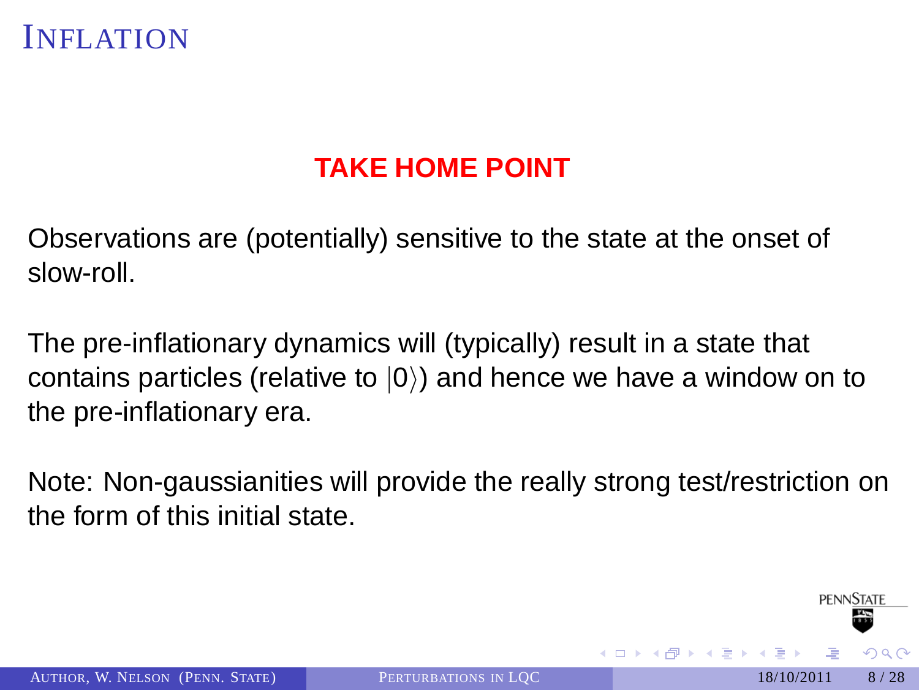# Inflation

**TAKE HOME POINT**

Observations are (potentially) sensitive to the state at the onset of slow-roll.

The pre-inflationary dynamics will (typically) result in a state that contains particles (relative to $|0\rangle$) and hence we have a window on to the pre-inflationary era.

Note: Non-gaussianities will provide the really strong test/restriction on the form of this initial state.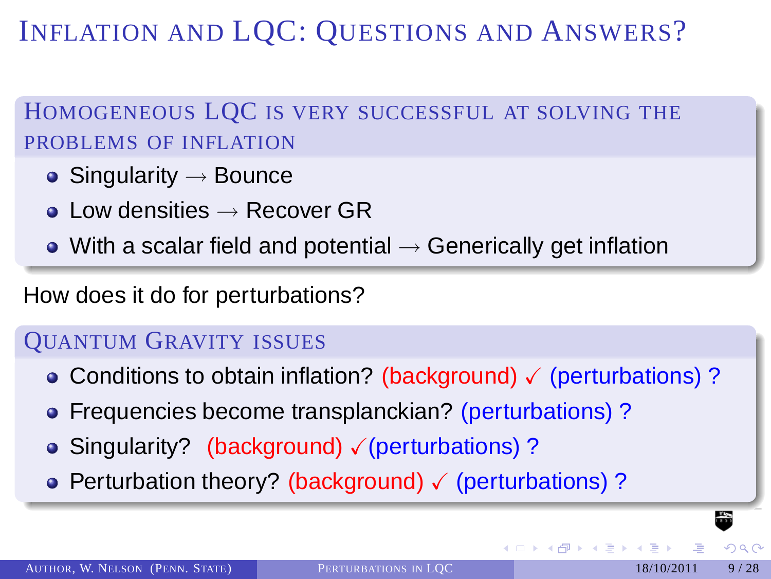# Inflation and LQC: Questions and Answers?

## Homogeneous LQC is very successful at solving the problems of inflation

- Singularity $\rightarrow$ Bounce
- Low densities $\rightarrow$ Recover GR
- With a scalar field and potential $\rightarrow$ Generically get inflation

How does it do for perturbations?

## Quantum Gravity issues

- Conditions to obtain inflation? (background) ✓ (perturbations) ?
- Frequencies become transplanckian? (perturbations) ?
- Singularity? (background) ✓(perturbations) ?
- Perturbation theory? (background) ✓ (perturbations) ?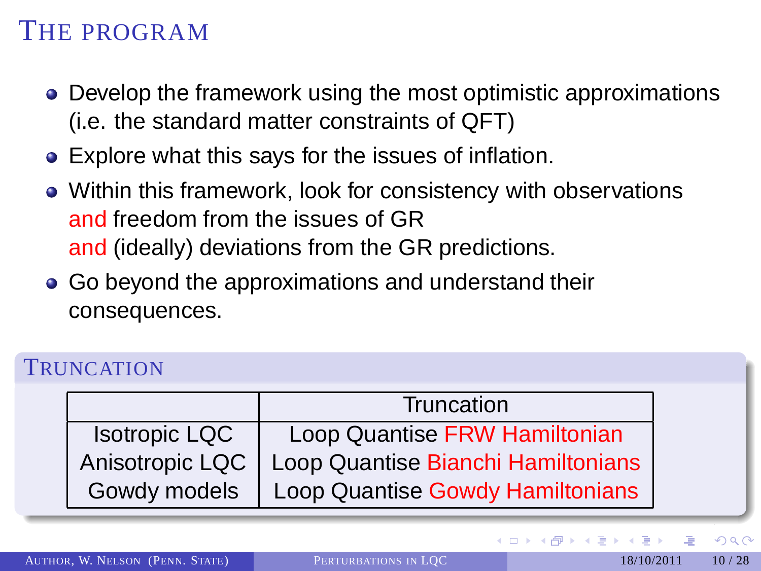# The program

- Develop the framework using the most optimistic approximations (i.e. the standard matter constraints of QFT)
- Explore what this says for the issues of inflation.
- Within this framework, look for consistency with observations and freedom from the issues of GR and (ideally) deviations from the GR predictions.
- Go beyond the approximations and understand their consequences.

## Truncation

| | Truncation |
|---|---|
| Isotropic LQC | Loop Quantise FRW Hamiltonian |
| Anisotropic LQC | Loop Quantise Bianchi Hamiltonians |
| Gowdy models | Loop Quantise Gowdy Hamiltonians |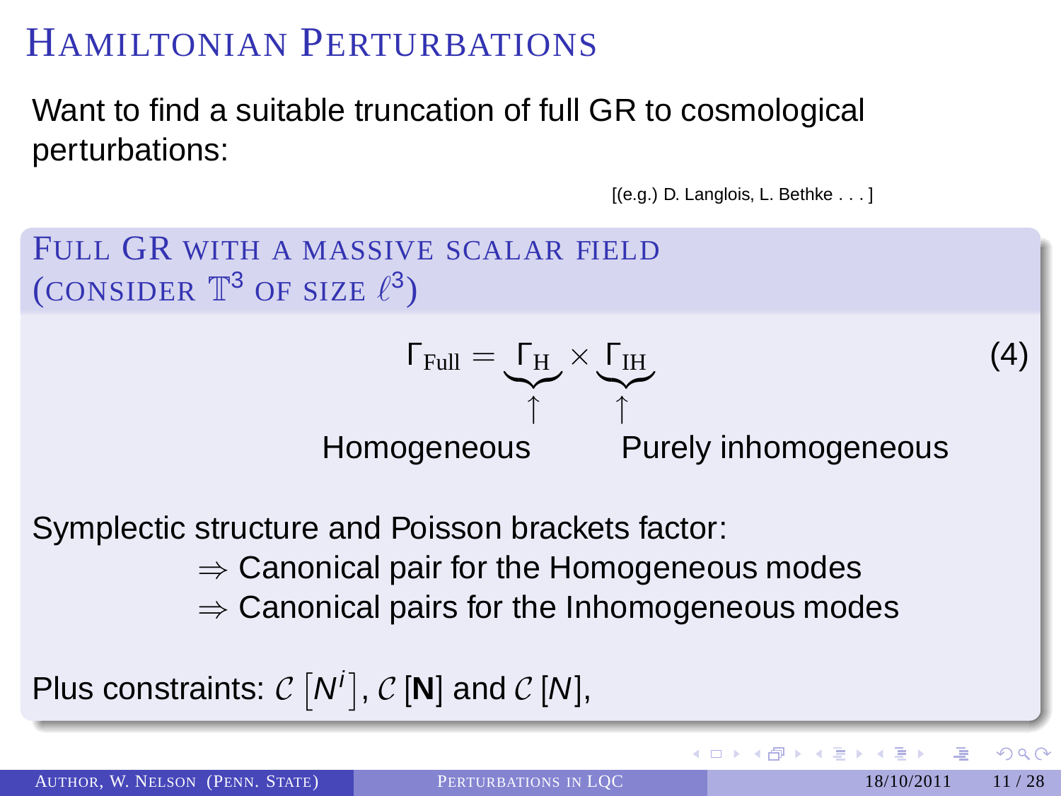# Hamiltonian Perturbations

Want to find a suitable truncation of full GR to cosmological perturbations:

[(e.g.) D. Langlois, L. Bethke . . . ]

## Full GR with a massive scalar field (consider $\mathbb{T}^3$ of size $\ell^3$)

$$\Gamma_{\text{Full}} = \underbrace{\Gamma_{\text{H}}}_{\substack{\uparrow \\ \text{Homogeneous}}} \times \underbrace{\Gamma_{\text{IH}}}_{\substack{\uparrow \\ \text{Purely inhomogeneous}}} \tag{4}$$

Symplectic structure and Poisson brackets factor:

- $\Rightarrow$ Canonical pair for the Homogeneous modes
- $\Rightarrow$ Canonical pairs for the Inhomogeneous modes

Plus constraints: $\mathcal{C}\left[N^i\right]$, $\mathcal{C}\,[\mathbf{N}]$ and $\mathcal{C}\,[N]$,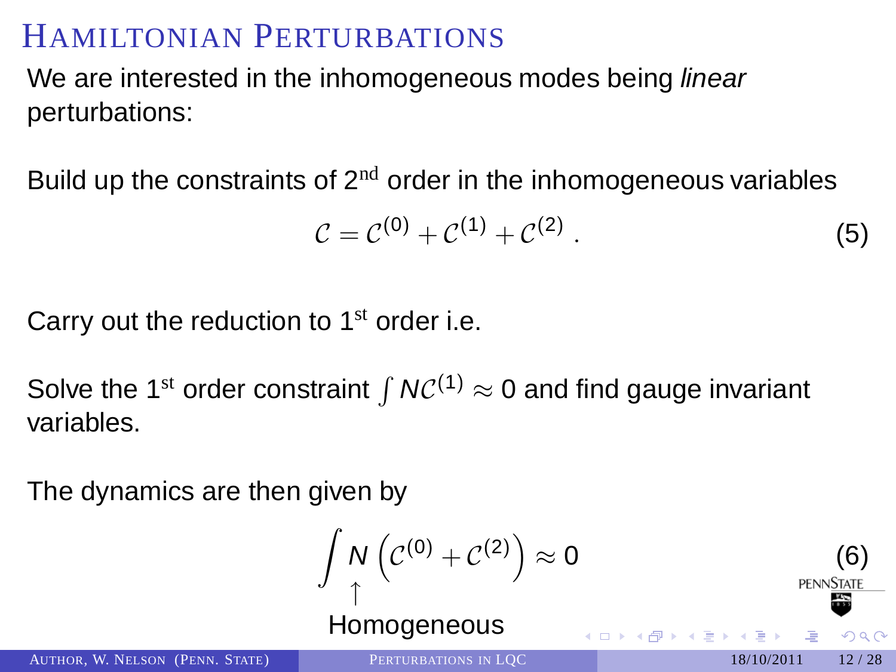# Hamiltonian Perturbations

We are interested in the inhomogeneous modes being *linear* perturbations:

Build up the constraints of $2^{\text{nd}}$ order in the inhomogeneous variables

$$\mathcal{C} = \mathcal{C}^{(0)} + \mathcal{C}^{(1)} + \mathcal{C}^{(2)} \, . \tag{5}$$

Carry out the reduction to $1^{\text{st}}$ order i.e.

Solve the $1^{\text{st}}$ order constraint $\int N\mathcal{C}^{(1)} \approx 0$ and find gauge invariant variables.

The dynamics are then given by

$$\int \underset{\substack{\uparrow \\ \text{Homogeneous}}}{N} \left( \mathcal{C}^{(0)} + \mathcal{C}^{(2)} \right) \approx 0 \tag{6}$$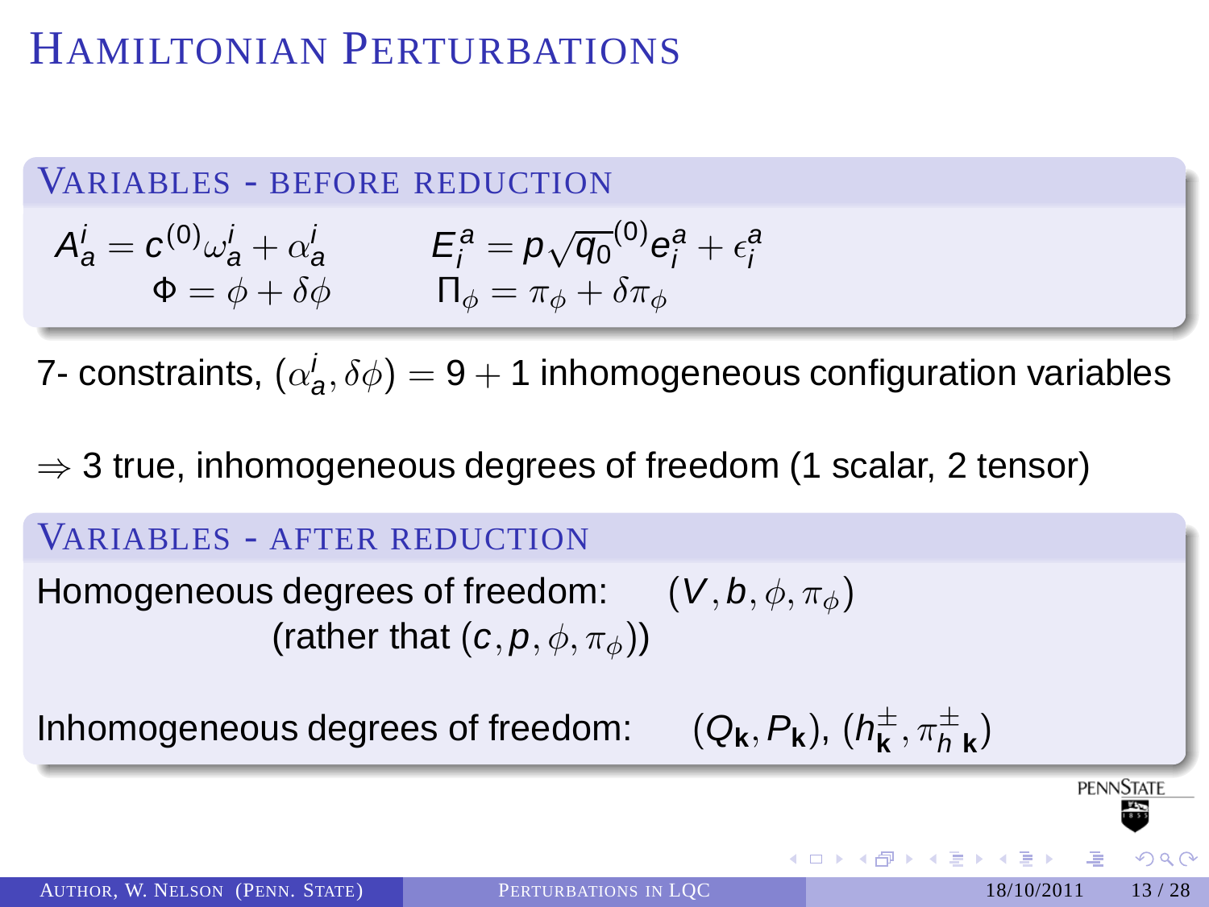# Hamiltonian Perturbations

## Variables - before reduction

$$A^i_a = c^{(0)}\omega^i_a + \alpha^i_a \qquad E^a_i = p\sqrt{q_0}^{(0)}e^a_i + \epsilon^a_i$$

$$\Phi = \phi + \delta\phi \qquad \Pi_\phi = \pi_\phi + \delta\pi_\phi$$

7- constraints, $(\alpha^i_a, \delta\phi) = 9 + 1$ inhomogeneous configuration variables

$\Rightarrow$ 3 true, inhomogeneous degrees of freedom (1 scalar, 2 tensor)

## Variables - after reduction

Homogeneous degrees of freedom: $(V, b, \phi, \pi_\phi)$
(rather that $(c, p, \phi, \pi_\phi)$)

Inhomogeneous degrees of freedom: $(Q_{\mathbf{k}}, P_{\mathbf{k}})$, $(h^\pm_{\mathbf{k}}, \pi^\pm_{h\,\mathbf{k}})$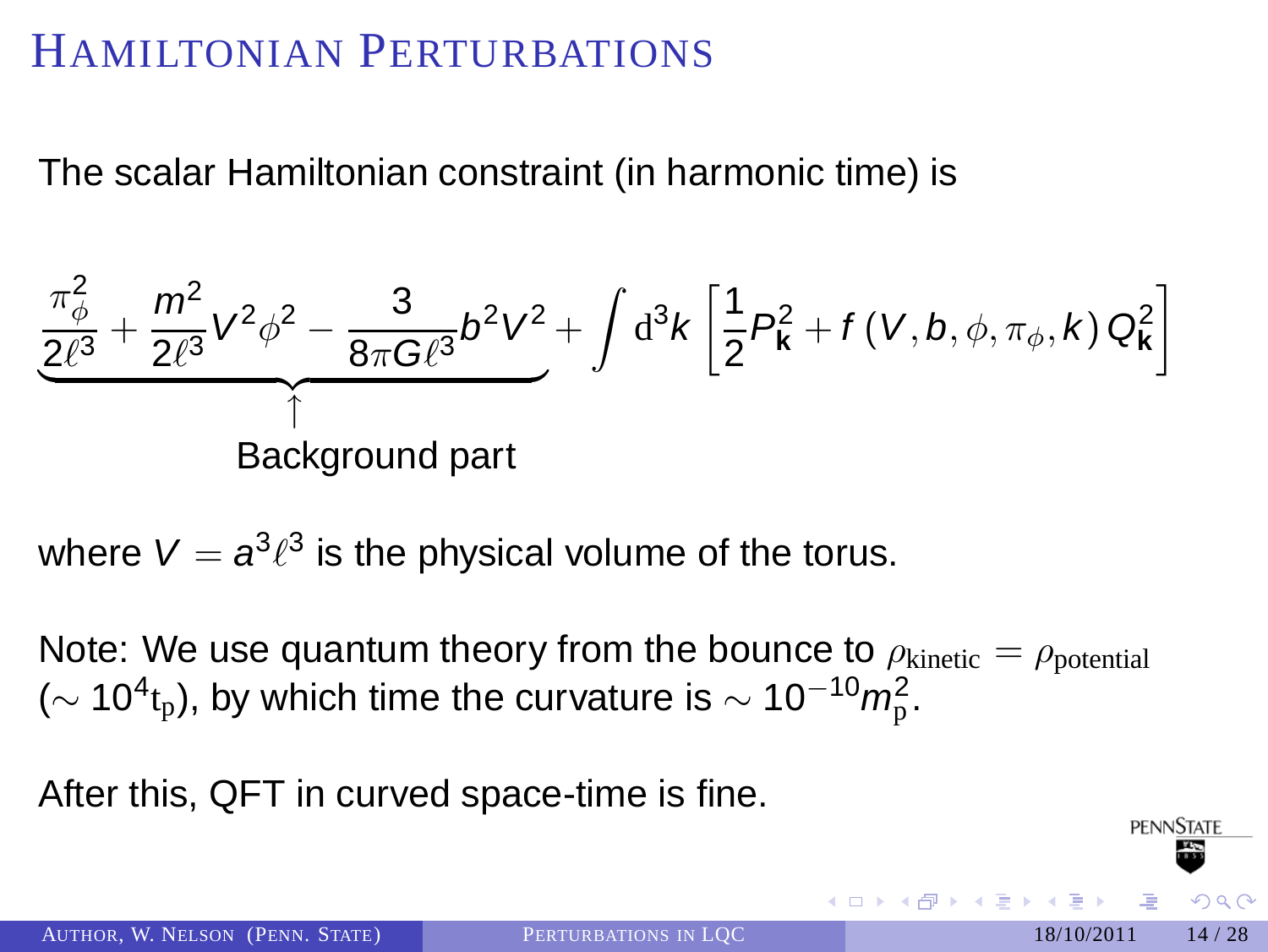# Hamiltonian Perturbations

The scalar Hamiltonian constraint (in harmonic time) is

$$\underbrace{\frac{\pi_\phi^2}{2\ell^3} + \frac{m^2}{2\ell^3}V^2\phi^2 - \frac{3}{8\pi G\ell^3}b^2V^2}_{\substack{\uparrow \\ \text{Background part}}} + \int \mathrm{d}^3k \left[\frac{1}{2}P_{\mathbf{k}}^2 + f\left(V, b, \phi, \pi_\phi, k\right)Q_{\mathbf{k}}^2\right]$$

where $V = a^3\ell^3$ is the physical volume of the torus.

Note: We use quantum theory from the bounce to $\rho_{\mathrm{kinetic}} = \rho_{\mathrm{potential}}$ ($\sim 10^4 \mathrm{t_p}$), by which time the curvature is $\sim 10^{-10} m_{\mathrm{p}}^2$.

After this, QFT in curved space-time is fine.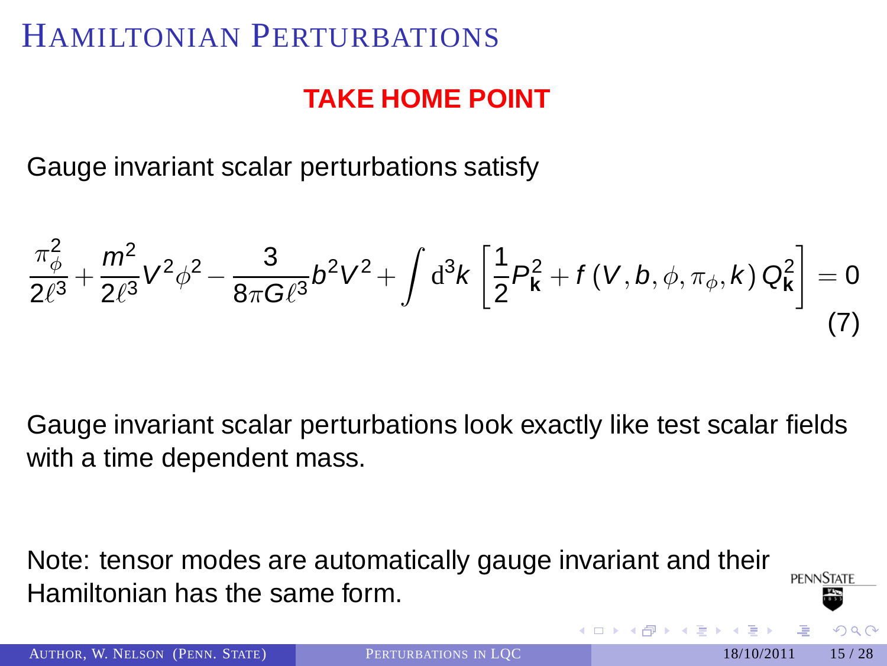# Hamiltonian Perturbations

**TAKE HOME POINT**

Gauge invariant scalar perturbations satisfy

$$\frac{\pi_\phi^2}{2\ell^3} + \frac{m^2}{2\ell^3} V^2 \phi^2 - \frac{3}{8\pi G \ell^3} b^2 V^2 + \int \mathrm{d}^3 k \left[ \frac{1}{2} P_{\mathbf{k}}^2 + f\left(V, b, \phi, \pi_\phi, k\right) Q_{\mathbf{k}}^2 \right] = 0 \tag{7}$$

Gauge invariant scalar perturbations look exactly like test scalar fields with a time dependent mass.

Note: tensor modes are automatically gauge invariant and their Hamiltonian has the same form.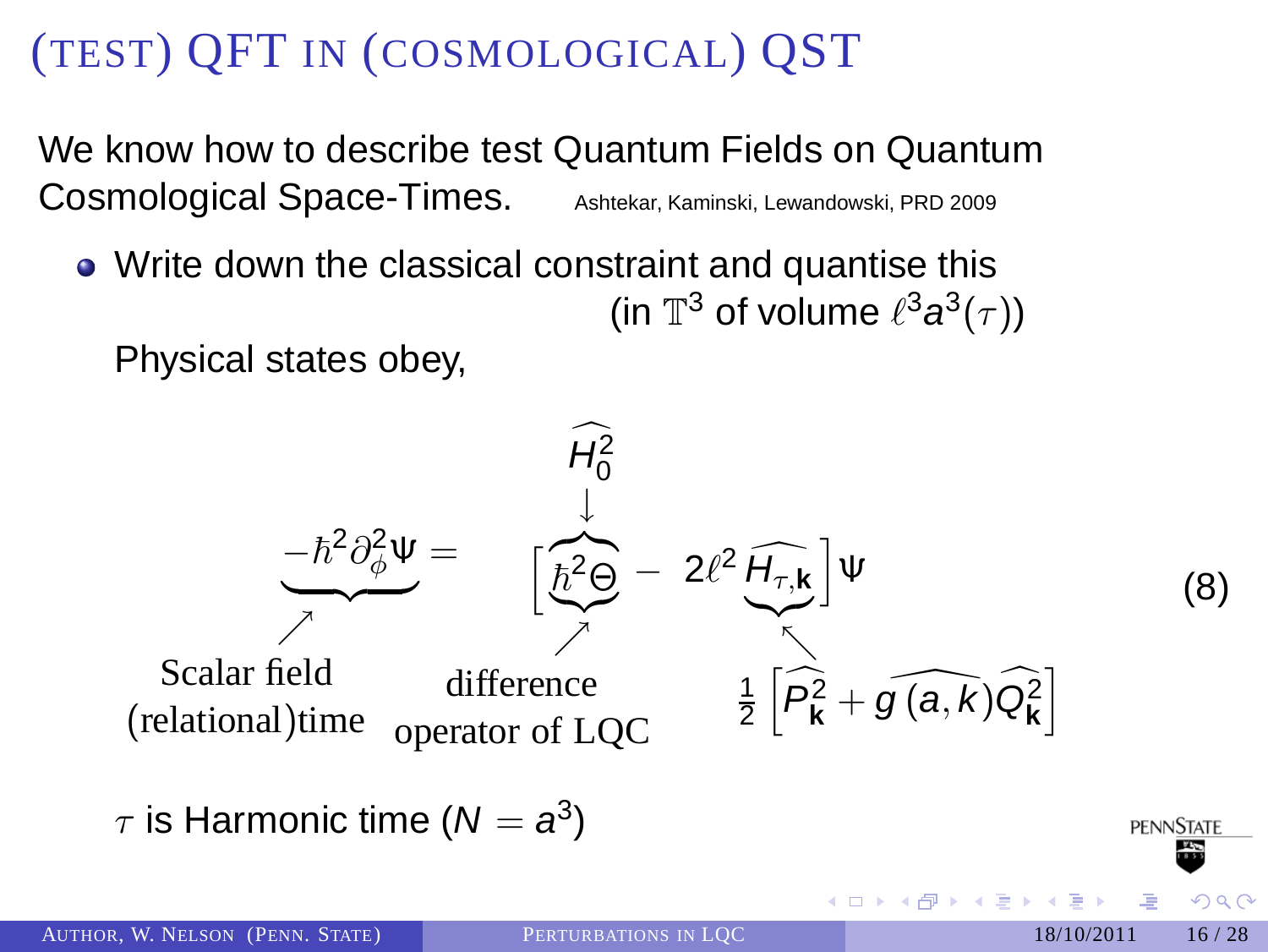# (TEST) QFT IN (COSMOLOGICAL) QST

We know how to describe test Quantum Fields on Quantum Cosmological Space-Times. Ashtekar, Kaminski, Lewandowski, PRD 2009

- Write down the classical constraint and quantise this (in $\mathbb{T}^3$ of volume $\ell^3 a^3(\tau)$)

  Physical states obey,

$$\underbrace{-\hbar^2 \partial_\phi^2 \Psi}_{\text{Scalar field (relational)time}} = \Big[ \underbrace{\overbrace{\hbar^2 \Theta}^{\widehat{H_0^2}}}_{\text{difference operator of LQC}} - 2\ell^2 \underbrace{\widehat{H_{\tau,\mathbf{k}}}}_{\frac{1}{2}\left[\widehat{P_{\mathbf{k}}^2} + \widehat{g(a,k)}\widehat{Q_{\mathbf{k}}^2}\right]} \Big] \Psi \qquad (8)$$

  $\tau$ is Harmonic time ($N = a^3$)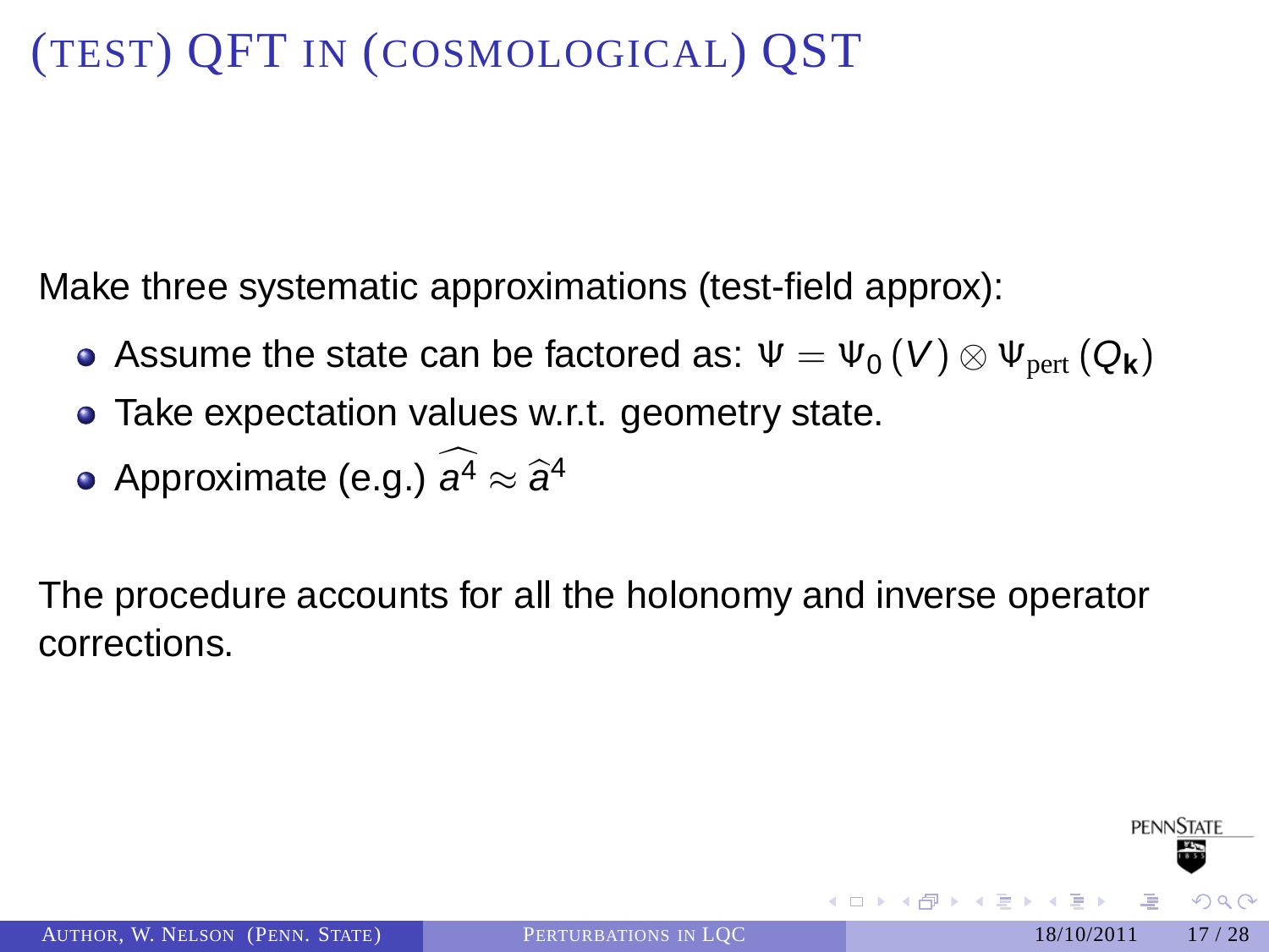# (TEST) QFT IN (COSMOLOGICAL) QST

Make three systematic approximations (test-field approx):

- Assume the state can be factored as: $\Psi = \Psi_0(V) \otimes \Psi_{\text{pert}}(Q_{\mathbf{k}})$
- Take expectation values w.r.t. geometry state.
- Approximate (e.g.) $\widehat{a^4} \approx \hat{a}^4$

The procedure accounts for all the holonomy and inverse operator corrections.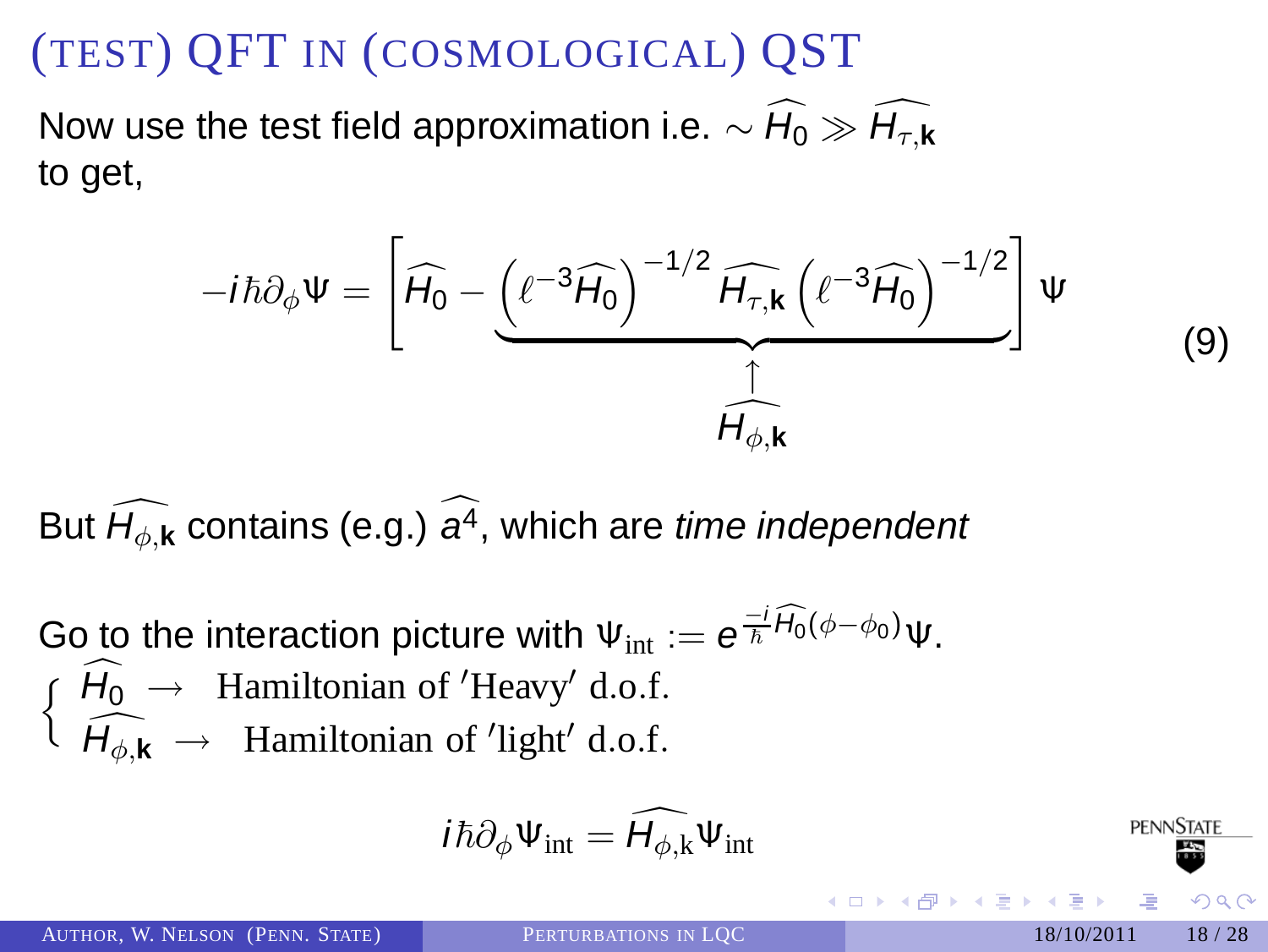# (TEST) QFT IN (COSMOLOGICAL) QST

Now use the test field approximation i.e. $\sim \widehat{H_0} \gg \widehat{H_{\tau,\mathbf{k}}}$ to get,

$$-i\hbar\partial_\phi \Psi = \left[ \widehat{H_0} - \underbrace{\left(\ell^{-3}\widehat{H_0}\right)^{-1/2} \widehat{H_{\tau,\mathbf{k}}} \left(\ell^{-3}\widehat{H_0}\right)^{-1/2}}_{\substack{\uparrow \\ \widehat{H_{\phi,\mathbf{k}}}}} \right] \Psi \tag{9}$$

But $\widehat{H_{\phi,\mathbf{k}}}$ contains (e.g.) $\widehat{a^4}$, which are *time independent*

Go to the interaction picture with $\Psi_{\text{int}} := e^{\frac{-i}{\hbar}\widehat{H_0}(\phi-\phi_0)}\Psi$.

$$\begin{cases} \widehat{H_0} \rightarrow \text{ Hamiltonian of 'Heavy' d.o.f.} \\ \widehat{H_{\phi,\mathbf{k}}} \rightarrow \text{ Hamiltonian of 'light' d.o.f.} \end{cases}$$

$$i\hbar\partial_\phi \Psi_{\text{int}} = \widehat{H_{\phi,\text{k}}}\Psi_{\text{int}}$$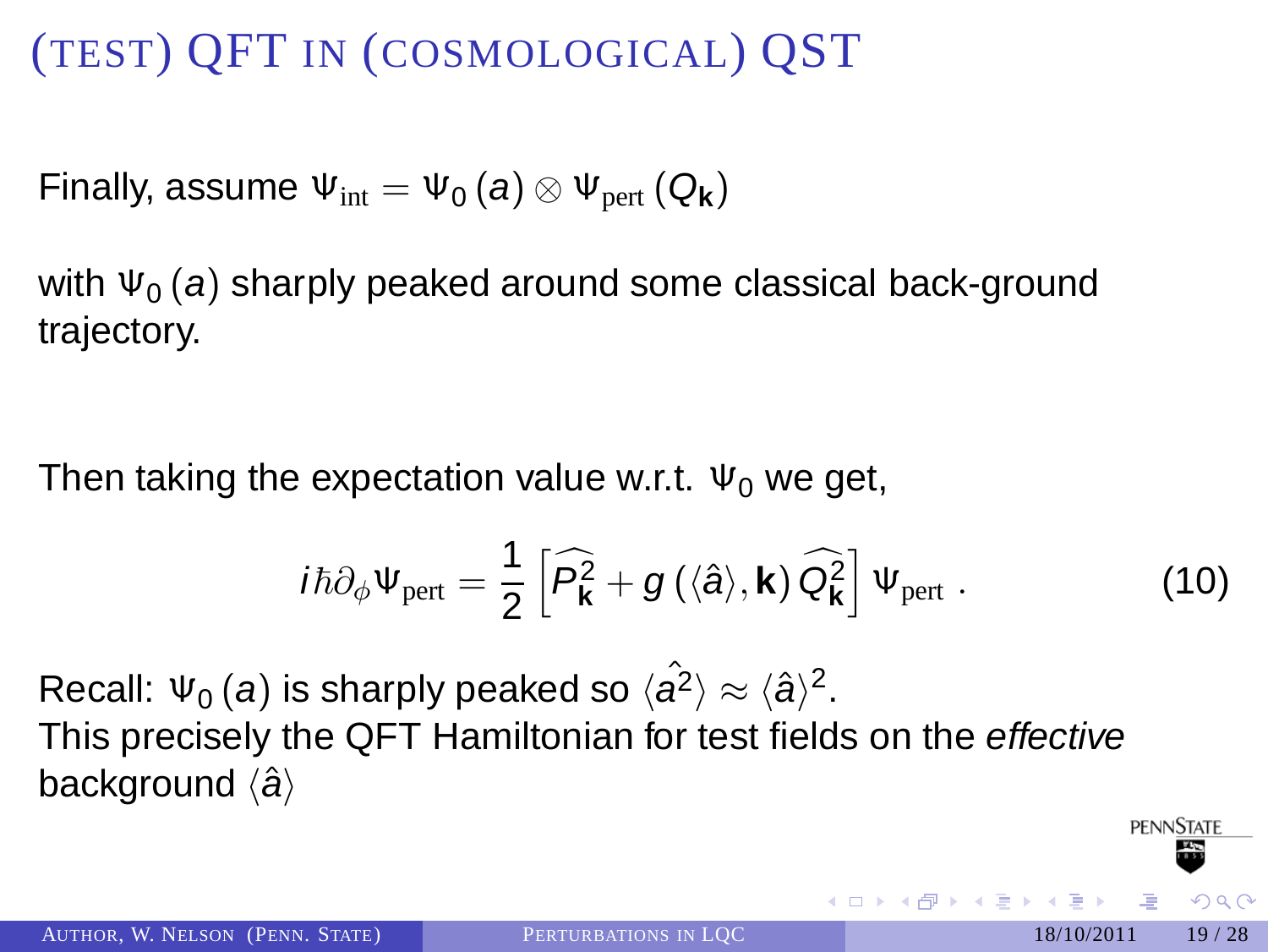# (TEST) QFT IN (COSMOLOGICAL) QST

Finally, assume $\Psi_{\text{int}} = \Psi_0(a) \otimes \Psi_{\text{pert}}(Q_{\mathbf{k}})$

with $\Psi_0(a)$ sharply peaked around some classical back-ground trajectory.

Then taking the expectation value w.r.t. $\Psi_0$ we get,

$$i\hbar\partial_\phi \Psi_{\text{pert}} = \frac{1}{2}\left[\widehat{P_{\mathbf{k}}^2} + g\left(\langle\hat{a}\rangle, \mathbf{k}\right)\widehat{Q_{\mathbf{k}}^2}\right]\Psi_{\text{pert}}\ . \tag{10}$$

Recall: $\Psi_0(a)$ is sharply peaked so $\langle\hat{a^2}\rangle \approx \langle\hat{a}\rangle^2$.
This precisely the QFT Hamiltonian for test fields on the *effective* background $\langle\hat{a}\rangle$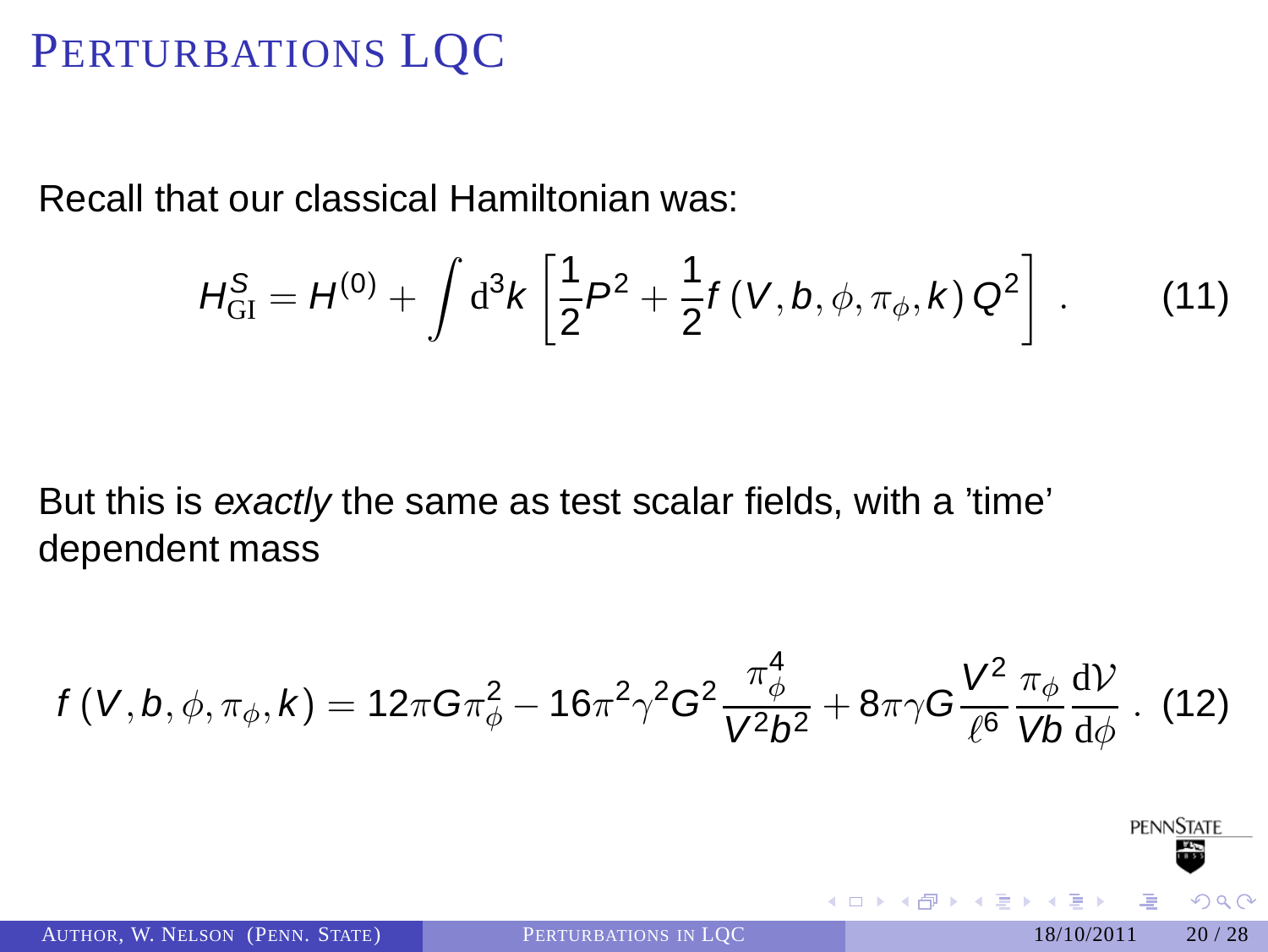# Perturbations LQC

Recall that our classical Hamiltonian was:

$$H_{\mathrm{GI}}^{S} = H^{(0)} + \int \mathrm{d}^3 k \left[ \frac{1}{2} P^2 + \frac{1}{2} f\left(V, b, \phi, \pi_\phi, k\right) Q^2 \right] . \tag{11}$$

But this is *exactly* the same as test scalar fields, with a 'time' dependent mass

$$f\left(V, b, \phi, \pi_\phi, k\right) = 12\pi G \pi_\phi^2 - 16\pi^2 \gamma^2 G^2 \frac{\pi_\phi^4}{V^2 b^2} + 8\pi\gamma G \frac{V^2}{\ell^6} \frac{\pi_\phi}{V b} \frac{\mathrm{d}\mathcal{V}}{\mathrm{d}\phi} . \tag{12}$$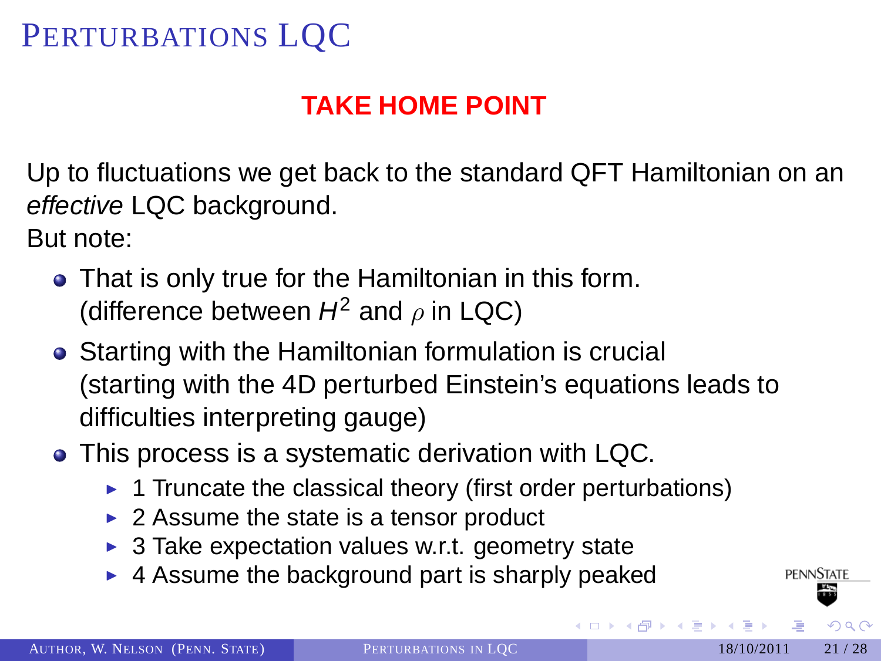# Perturbations LQC

**TAKE HOME POINT**

Up to fluctuations we get back to the standard QFT Hamiltonian on an *effective* LQC background.

But note:

- That is only true for the Hamiltonian in this form. (difference between $H^2$ and $\rho$ in LQC)
- Starting with the Hamiltonian formulation is crucial (starting with the 4D perturbed Einstein's equations leads to difficulties interpreting gauge)
- This process is a systematic derivation with LQC.
  - 1 Truncate the classical theory (first order perturbations)
  - 2 Assume the state is a tensor product
  - 3 Take expectation values w.r.t. geometry state
  - 4 Assume the background part is sharply peaked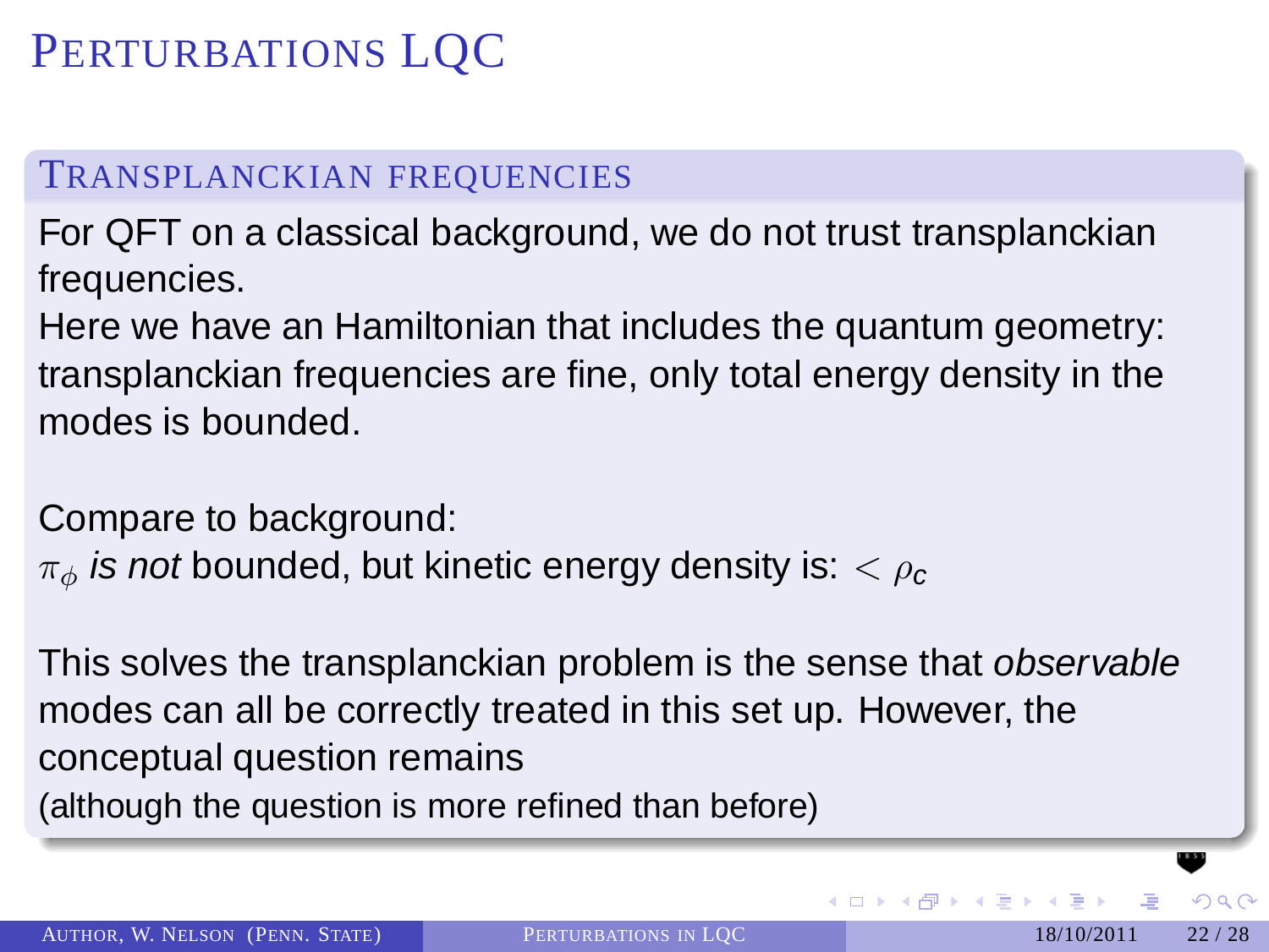# Perturbations LQC

## Transplanckian frequencies

For QFT on a classical background, we do not trust transplanckian frequencies.
Here we have an Hamiltonian that includes the quantum geometry: transplanckian frequencies are fine, only total energy density in the modes is bounded.

Compare to background:
$\pi_\phi$ *is not* bounded, but kinetic energy density is: $< \rho_c$

This solves the transplanckian problem is the sense that *observable* modes can all be correctly treated in this set up. However, the conceptual question remains
(although the question is more refined than before)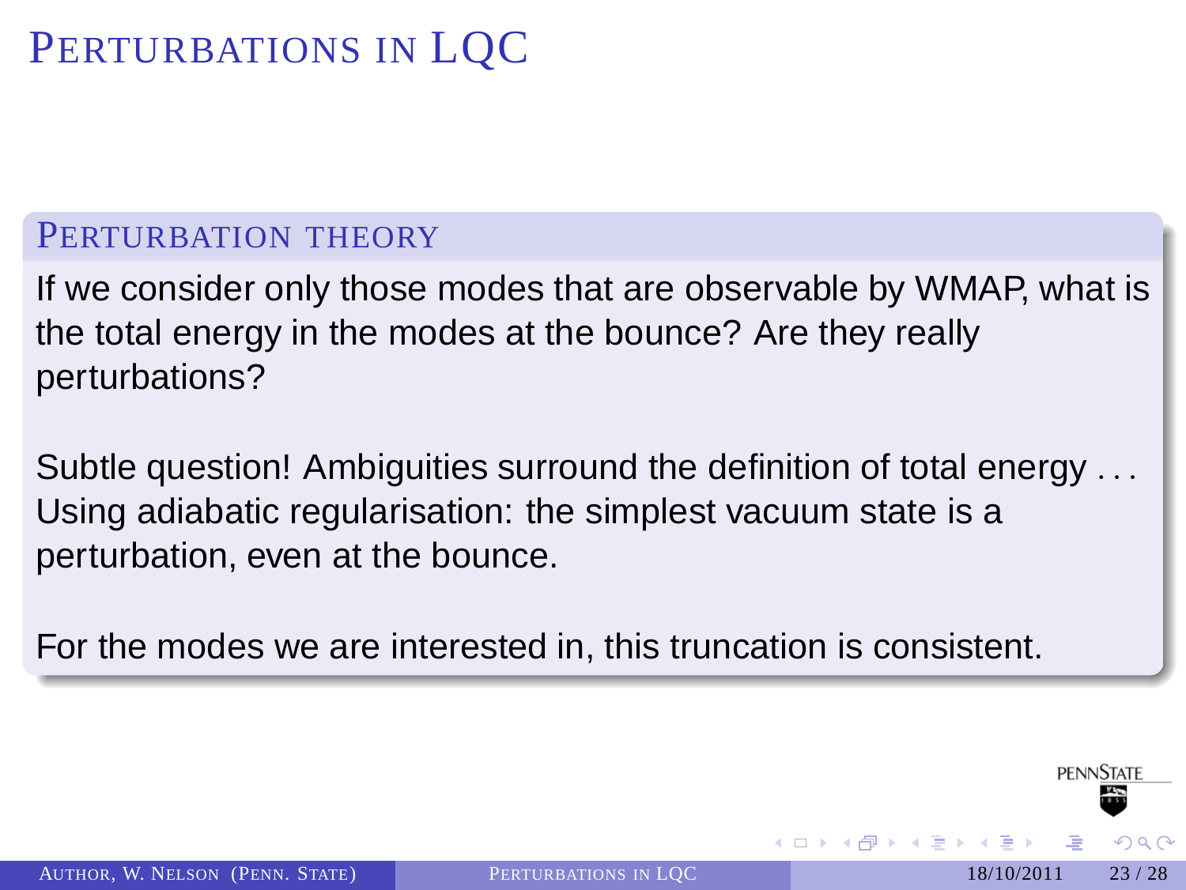# Perturbations in LQC

## Perturbation theory

If we consider only those modes that are observable by WMAP, what is the total energy in the modes at the bounce? Are they really perturbations?

Subtle question! Ambiguities surround the definition of total energy . . . Using adiabatic regularisation: the simplest vacuum state is a perturbation, even at the bounce.

For the modes we are interested in, this truncation is consistent.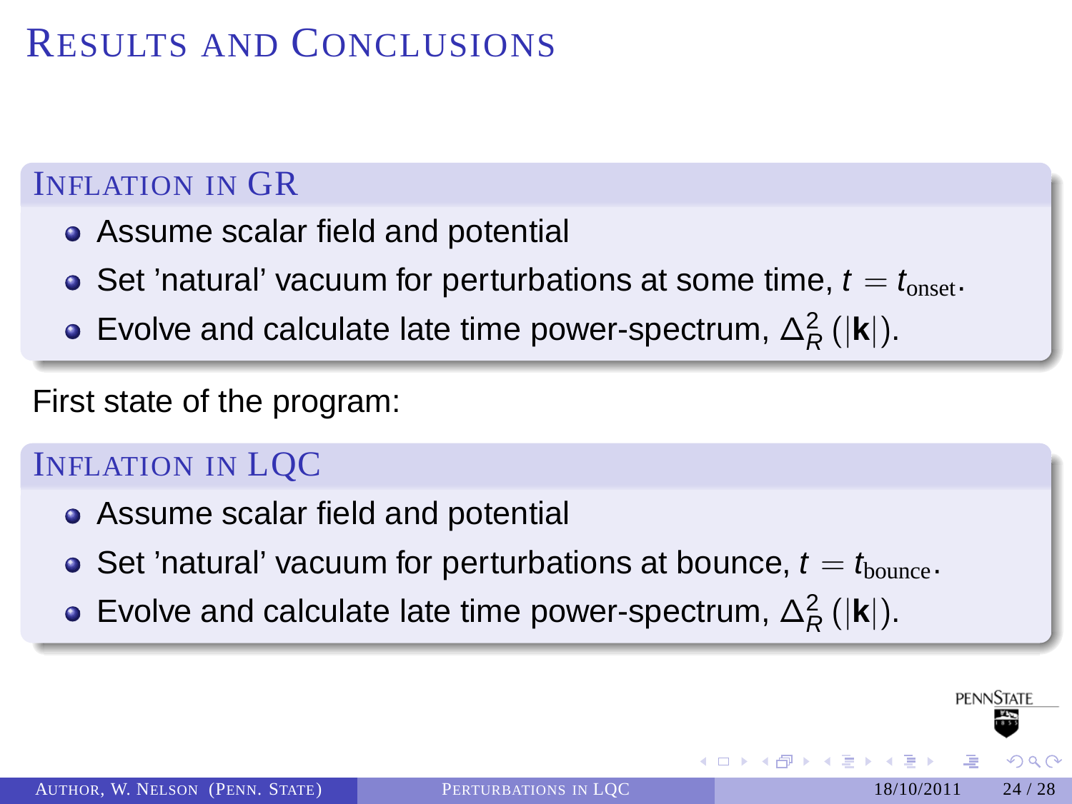# Results and Conclusions

### Inflation in GR

- Assume scalar field and potential
- Set 'natural' vacuum for perturbations at some time, $t = t_{\text{onset}}$.
- Evolve and calculate late time power-spectrum, $\Delta^2_R\left(|\mathbf{k}|\right)$.

First state of the program:

### Inflation in LQC

- Assume scalar field and potential
- Set 'natural' vacuum for perturbations at bounce, $t = t_{\text{bounce}}$.
- Evolve and calculate late time power-spectrum, $\Delta^2_R\left(|\mathbf{k}|\right)$.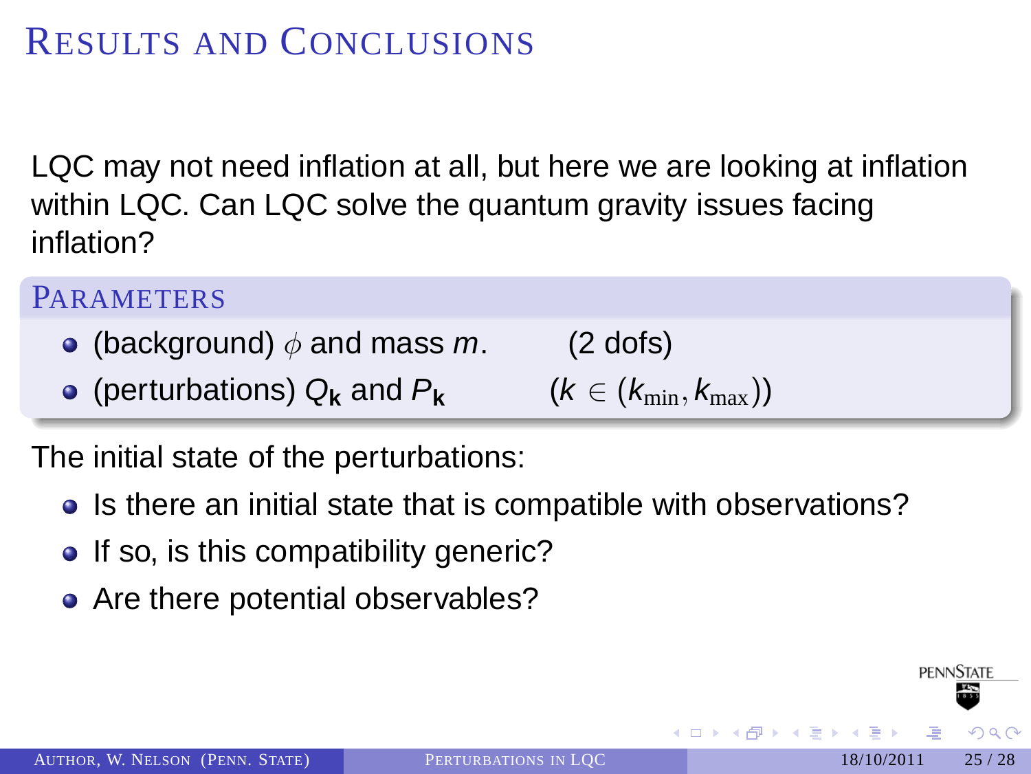# Results and Conclusions

LQC may not need inflation at all, but here we are looking at inflation within LQC. Can LQC solve the quantum gravity issues facing inflation?

### Parameters

- (background) $\phi$ and mass $m$. (2 dofs)
- (perturbations) $Q_{\mathbf{k}}$ and $P_{\mathbf{k}}$ $(k \in (k_{\min}, k_{\max}))$

The initial state of the perturbations:

- Is there an initial state that is compatible with observations?
- If so, is this compatibility generic?
- Are there potential observables?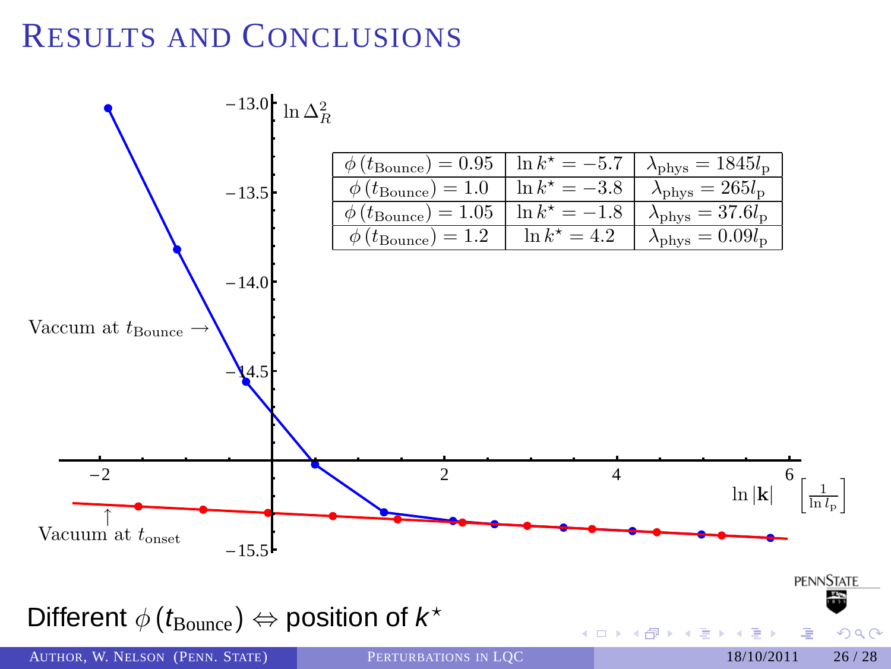# Results and Conclusions

| $\phi(t_{\text{Bounce}}) = 0.95$ | $\ln k^\star = -5.7$ | $\lambda_{\text{phys}} = 1845 l_{\text{p}}$ |
|---|---|---|
| $\phi(t_{\text{Bounce}}) = 1.0$ | $\ln k^\star = -3.8$ | $\lambda_{\text{phys}} = 265 l_{\text{p}}$ |
| $\phi(t_{\text{Bounce}}) = 1.05$ | $\ln k^\star = -1.8$ | $\lambda_{\text{phys}} = 37.6 l_{\text{p}}$ |
| $\phi(t_{\text{Bounce}}) = 1.2$ | $\ln k^\star = 4.2$ | $\lambda_{\text{phys}} = 0.09 l_{\text{p}}$ |

Different $\phi(t_{\text{Bounce}}) \Leftrightarrow$ position of $k^\star$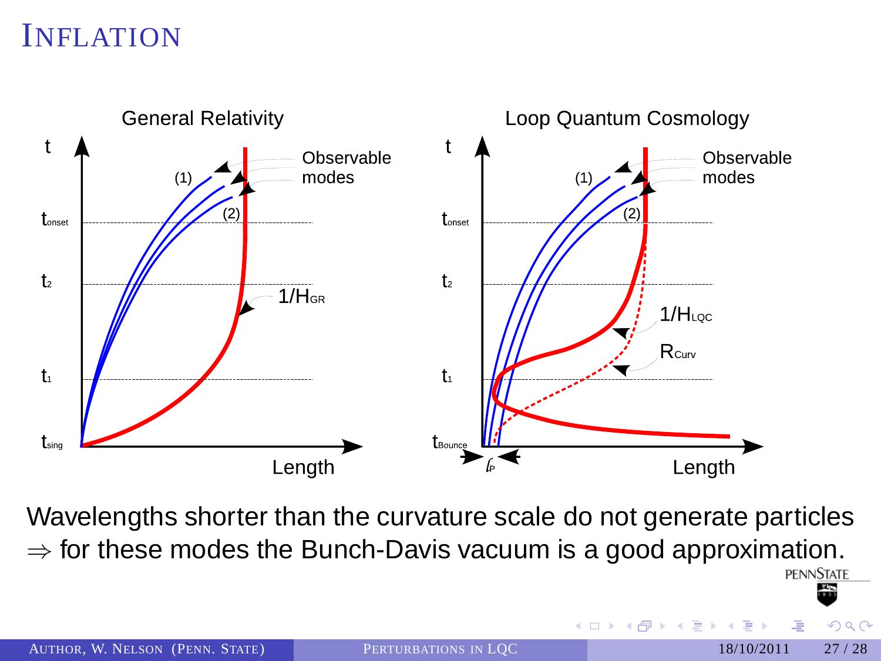# Inflation

General Relativity

Loop Quantum Cosmology

Wavelengths shorter than the curvature scale do not generate particles
$\Rightarrow$ for these modes the Bunch-Davis vacuum is a good approximation.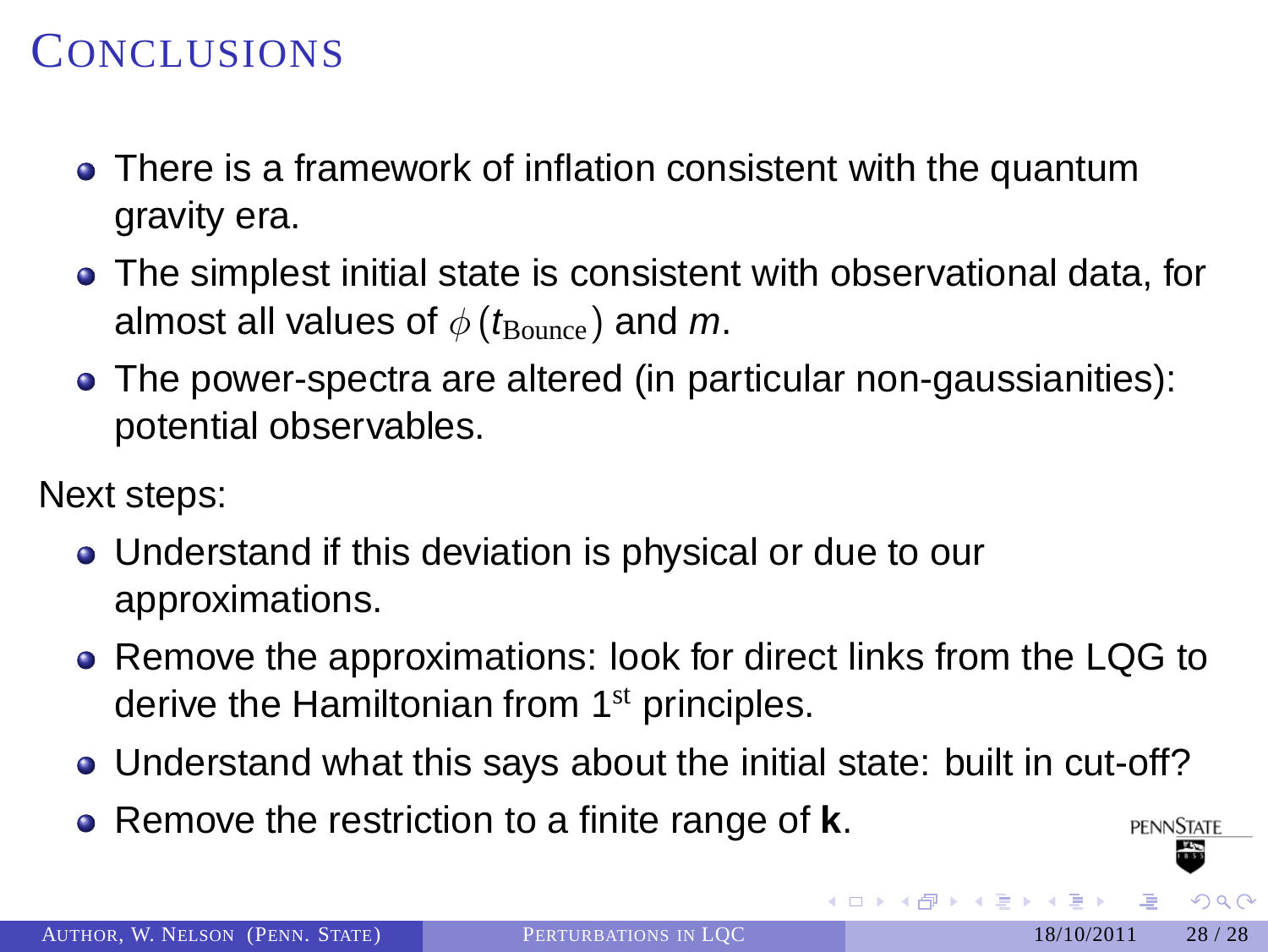# Conclusions

- There is a framework of inflation consistent with the quantum gravity era.
- The simplest initial state is consistent with observational data, for almost all values of $\phi(t_{\text{Bounce}})$ and $m$.
- The power-spectra are altered (in particular non-gaussianities): potential observables.

Next steps:

- Understand if this deviation is physical or due to our approximations.
- Remove the approximations: look for direct links from the LQG to derive the Hamiltonian from $1^{\text{st}}$ principles.
- Understand what this says about the initial state: built in cut-off?
- Remove the restriction to a finite range of **k**.